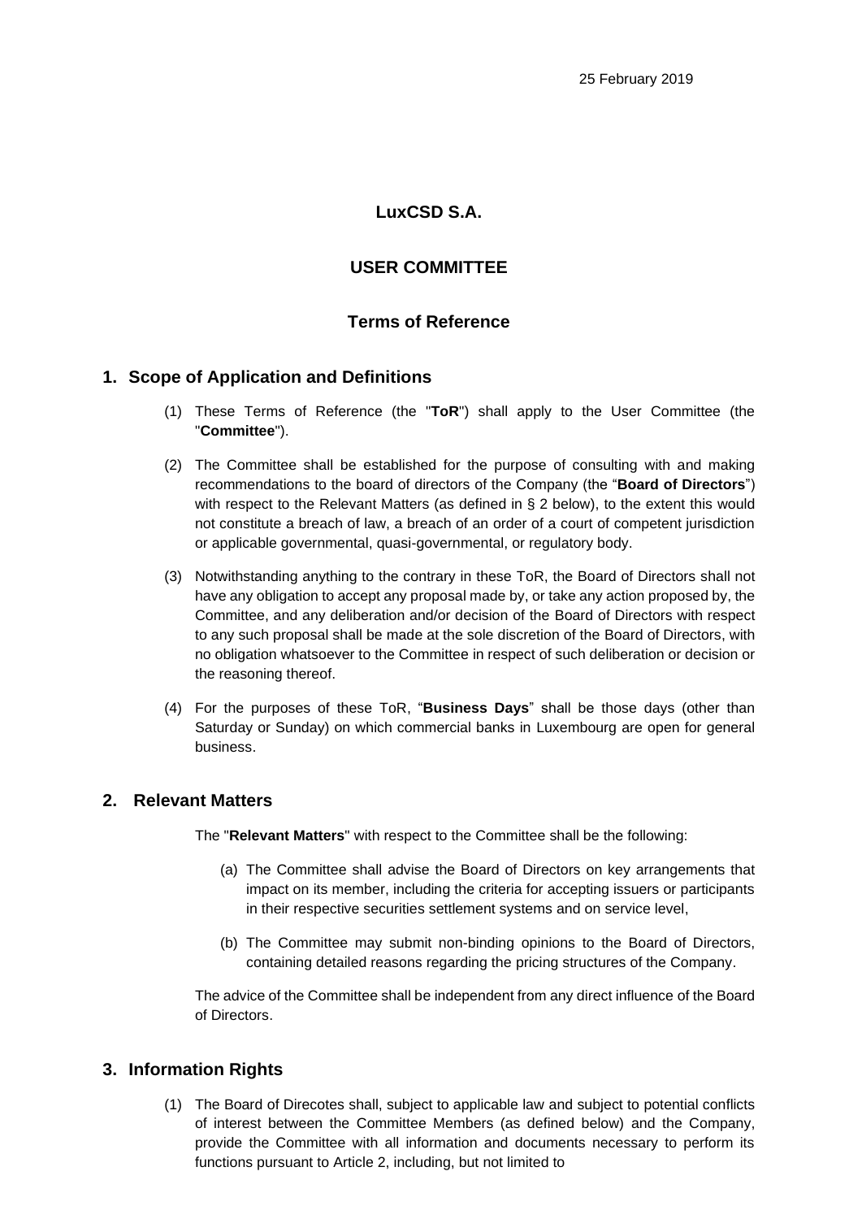25 February 2019

# LuxCSD S.A.

# USER COMMITTEE

# Terms of Reference

## 1. Scope of Application and Definitions

(1) These Terms of Reference (the "**ToR**") shall apply to the User Committee (the "**Committee**").

(2) The Committee shall be established for the purpose of consulting with and making recommendations to the board of directors of the Company (the "**Board of Directors**") with respect to the Relevant Matters (as defined in § 2 below), to the extent this would not constitute a breach of law, a breach of an order of a court of competent jurisdiction or applicable governmental, quasi-governmental, or regulatory body.

(3) Notwithstanding anything to the contrary in these ToR, the Board of Directors shall not have any obligation to accept any proposal made by, or take any action proposed by, the Committee, and any deliberation and/or decision of the Board of Directors with respect to any such proposal shall be made at the sole discretion of the Board of Directors, with no obligation whatsoever to the Committee in respect of such deliberation or decision or the reasoning thereof.

(4) For the purposes of these ToR, "**Business Days**" shall be those days (other than Saturday or Sunday) on which commercial banks in Luxembourg are open for general business.

## 2. Relevant Matters

The "**Relevant Matters**" with respect to the Committee shall be the following:

(a) The Committee shall advise the Board of Directors on key arrangements that impact on its member, including the criteria for accepting issuers or participants in their respective securities settlement systems and on service level,

(b) The Committee may submit non-binding opinions to the Board of Directors, containing detailed reasons regarding the pricing structures of the Company.

The advice of the Committee shall be independent from any direct influence of the Board of Directors.

## 3. Information Rights

(1) The Board of Direcotes shall, subject to applicable law and subject to potential conflicts of interest between the Committee Members (as defined below) and the Company, provide the Committee with all information and documents necessary to perform its functions pursuant to Article 2, including, but not limited to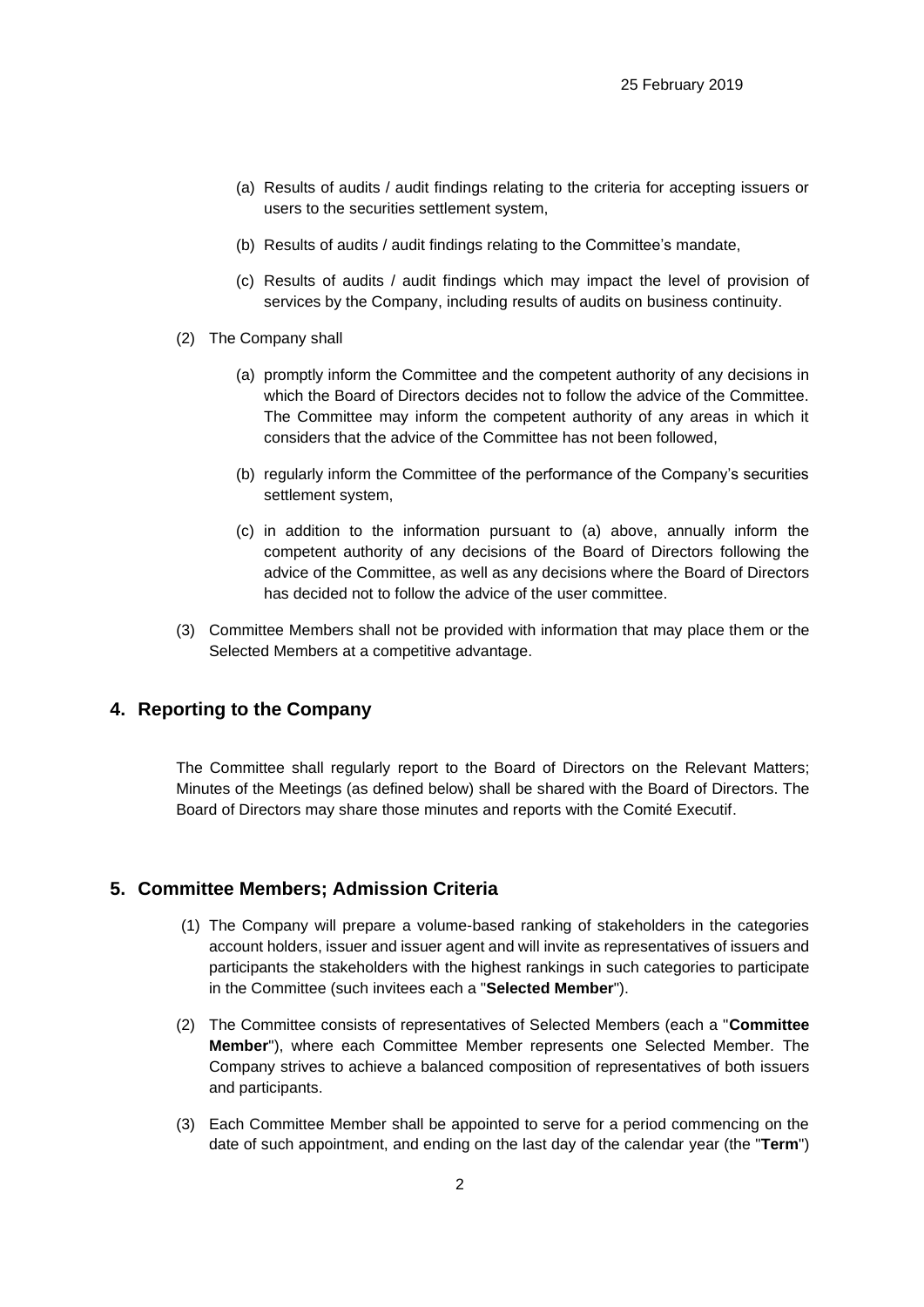(a) Results of audits / audit findings relating to the criteria for accepting issuers or users to the securities settlement system,

(b) Results of audits / audit findings relating to the Committee's mandate,

(c) Results of audits / audit findings which may impact the level of provision of services by the Company, including results of audits on business continuity.

(2) The Company shall

(a) promptly inform the Committee and the competent authority of any decisions in which the Board of Directors decides not to follow the advice of the Committee. The Committee may inform the competent authority of any areas in which it considers that the advice of the Committee has not been followed,

(b) regularly inform the Committee of the performance of the Company's securities settlement system,

(c) in addition to the information pursuant to (a) above, annually inform the competent authority of any decisions of the Board of Directors following the advice of the Committee, as well as any decisions where the Board of Directors has decided not to follow the advice of the user committee.

(3) Committee Members shall not be provided with information that may place them or the Selected Members at a competitive advantage.

## 4. Reporting to the Company

The Committee shall regularly report to the Board of Directors on the Relevant Matters; Minutes of the Meetings (as defined below) shall be shared with the Board of Directors. The Board of Directors may share those minutes and reports with the Comité Executif.

## 5. Committee Members; Admission Criteria

(1) The Company will prepare a volume-based ranking of stakeholders in the categories account holders, issuer and issuer agent and will invite as representatives of issuers and participants the stakeholders with the highest rankings in such categories to participate in the Committee (such invitees each a "**Selected Member**").

(2) The Committee consists of representatives of Selected Members (each a "**Committee Member**"), where each Committee Member represents one Selected Member. The Company strives to achieve a balanced composition of representatives of both issuers and participants.

(3) Each Committee Member shall be appointed to serve for a period commencing on the date of such appointment, and ending on the last day of the calendar year (the "**Term**")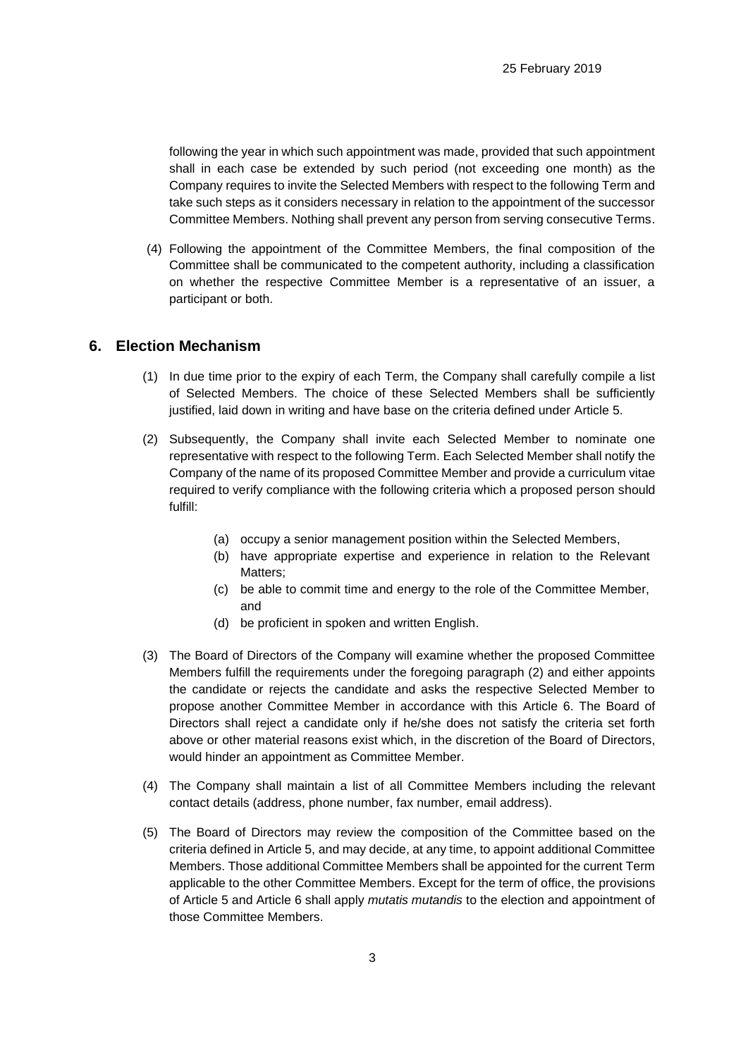following the year in which such appointment was made, provided that such appointment shall in each case be extended by such period (not exceeding one month) as the Company requires to invite the Selected Members with respect to the following Term and take such steps as it considers necessary in relation to the appointment of the successor Committee Members. Nothing shall prevent any person from serving consecutive Terms.

(4) Following the appointment of the Committee Members, the final composition of the Committee shall be communicated to the competent authority, including a classification on whether the respective Committee Member is a representative of an issuer, a participant or both.

## 6. Election Mechanism

(1) In due time prior to the expiry of each Term, the Company shall carefully compile a list of Selected Members. The choice of these Selected Members shall be sufficiently justified, laid down in writing and have base on the criteria defined under Article 5.

(2) Subsequently, the Company shall invite each Selected Member to nominate one representative with respect to the following Term. Each Selected Member shall notify the Company of the name of its proposed Committee Member and provide a curriculum vitae required to verify compliance with the following criteria which a proposed person should fulfill:

- (a) occupy a senior management position within the Selected Members,
- (b) have appropriate expertise and experience in relation to the Relevant Matters;
- (c) be able to commit time and energy to the role of the Committee Member, and
- (d) be proficient in spoken and written English.

(3) The Board of Directors of the Company will examine whether the proposed Committee Members fulfill the requirements under the foregoing paragraph (2) and either appoints the candidate or rejects the candidate and asks the respective Selected Member to propose another Committee Member in accordance with this Article 6. The Board of Directors shall reject a candidate only if he/she does not satisfy the criteria set forth above or other material reasons exist which, in the discretion of the Board of Directors, would hinder an appointment as Committee Member.

(4) The Company shall maintain a list of all Committee Members including the relevant contact details (address, phone number, fax number, email address).

(5) The Board of Directors may review the composition of the Committee based on the criteria defined in Article 5, and may decide, at any time, to appoint additional Committee Members. Those additional Committee Members shall be appointed for the current Term applicable to the other Committee Members. Except for the term of office, the provisions of Article 5 and Article 6 shall apply *mutatis mutandis* to the election and appointment of those Committee Members.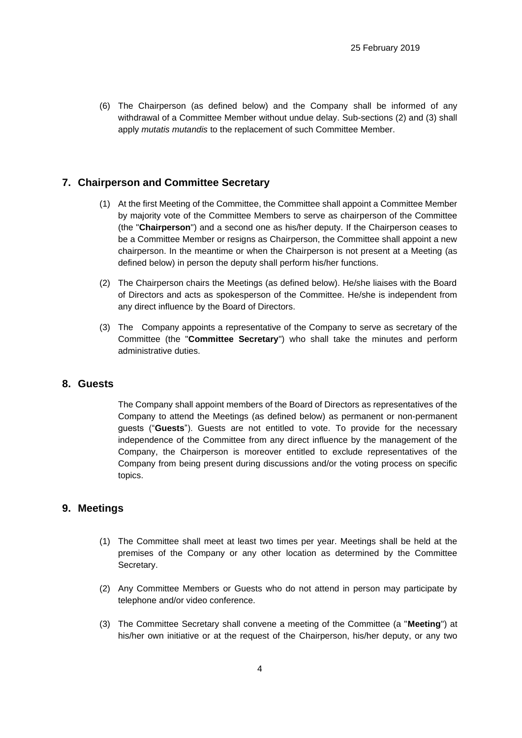25 February 2019

(6) The Chairperson (as defined below) and the Company shall be informed of any withdrawal of a Committee Member without undue delay. Sub-sections (2) and (3) shall apply *mutatis mutandis* to the replacement of such Committee Member.

## 7. Chairperson and Committee Secretary

(1) At the first Meeting of the Committee, the Committee shall appoint a Committee Member by majority vote of the Committee Members to serve as chairperson of the Committee (the "**Chairperson**") and a second one as his/her deputy. If the Chairperson ceases to be a Committee Member or resigns as Chairperson, the Committee shall appoint a new chairperson. In the meantime or when the Chairperson is not present at a Meeting (as defined below) in person the deputy shall perform his/her functions.

(2) The Chairperson chairs the Meetings (as defined below). He/she liaises with the Board of Directors and acts as spokesperson of the Committee. He/she is independent from any direct influence by the Board of Directors.

(3) The Company appoints a representative of the Company to serve as secretary of the Committee (the "**Committee Secretary**") who shall take the minutes and perform administrative duties.

## 8. Guests

The Company shall appoint members of the Board of Directors as representatives of the Company to attend the Meetings (as defined below) as permanent or non-permanent guests ("**Guests**"). Guests are not entitled to vote. To provide for the necessary independence of the Committee from any direct influence by the management of the Company, the Chairperson is moreover entitled to exclude representatives of the Company from being present during discussions and/or the voting process on specific topics.

## 9. Meetings

(1) The Committee shall meet at least two times per year. Meetings shall be held at the premises of the Company or any other location as determined by the Committee Secretary.

(2) Any Committee Members or Guests who do not attend in person may participate by telephone and/or video conference.

(3) The Committee Secretary shall convene a meeting of the Committee (a "**Meeting**") at his/her own initiative or at the request of the Chairperson, his/her deputy, or any two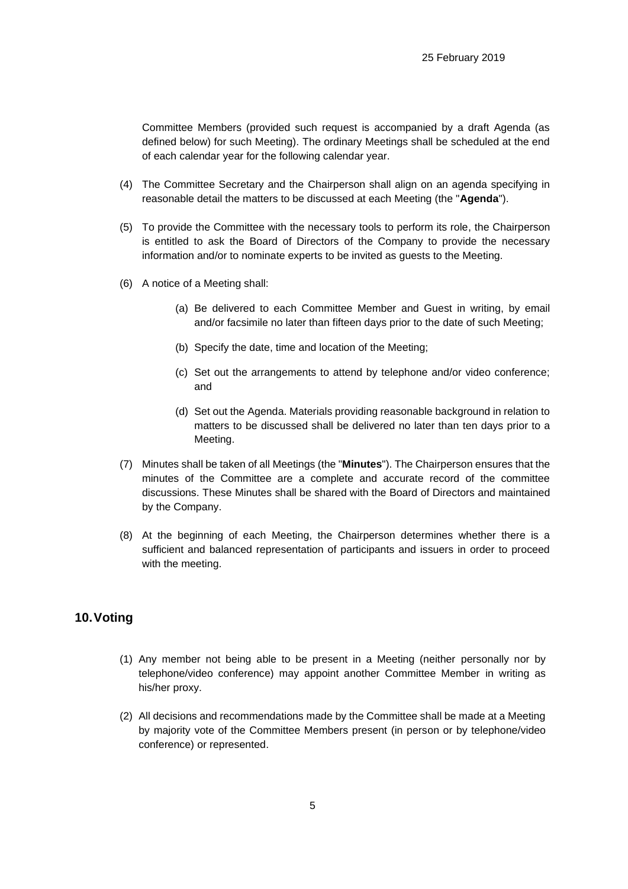Committee Members (provided such request is accompanied by a draft Agenda (as defined below) for such Meeting). The ordinary Meetings shall be scheduled at the end of each calendar year for the following calendar year.

(4) The Committee Secretary and the Chairperson shall align on an agenda specifying in reasonable detail the matters to be discussed at each Meeting (the "**Agenda**").

(5) To provide the Committee with the necessary tools to perform its role, the Chairperson is entitled to ask the Board of Directors of the Company to provide the necessary information and/or to nominate experts to be invited as guests to the Meeting.

(6) A notice of a Meeting shall:

  (a) Be delivered to each Committee Member and Guest in writing, by email and/or facsimile no later than fifteen days prior to the date of such Meeting;

  (b) Specify the date, time and location of the Meeting;

  (c) Set out the arrangements to attend by telephone and/or video conference; and

  (d) Set out the Agenda. Materials providing reasonable background in relation to matters to be discussed shall be delivered no later than ten days prior to a Meeting.

(7) Minutes shall be taken of all Meetings (the "**Minutes**"). The Chairperson ensures that the minutes of the Committee are a complete and accurate record of the committee discussions. These Minutes shall be shared with the Board of Directors and maintained by the Company.

(8) At the beginning of each Meeting, the Chairperson determines whether there is a sufficient and balanced representation of participants and issuers in order to proceed with the meeting.

## 10. Voting

(1) Any member not being able to be present in a Meeting (neither personally nor by telephone/video conference) may appoint another Committee Member in writing as his/her proxy.

(2) All decisions and recommendations made by the Committee shall be made at a Meeting by majority vote of the Committee Members present (in person or by telephone/video conference) or represented.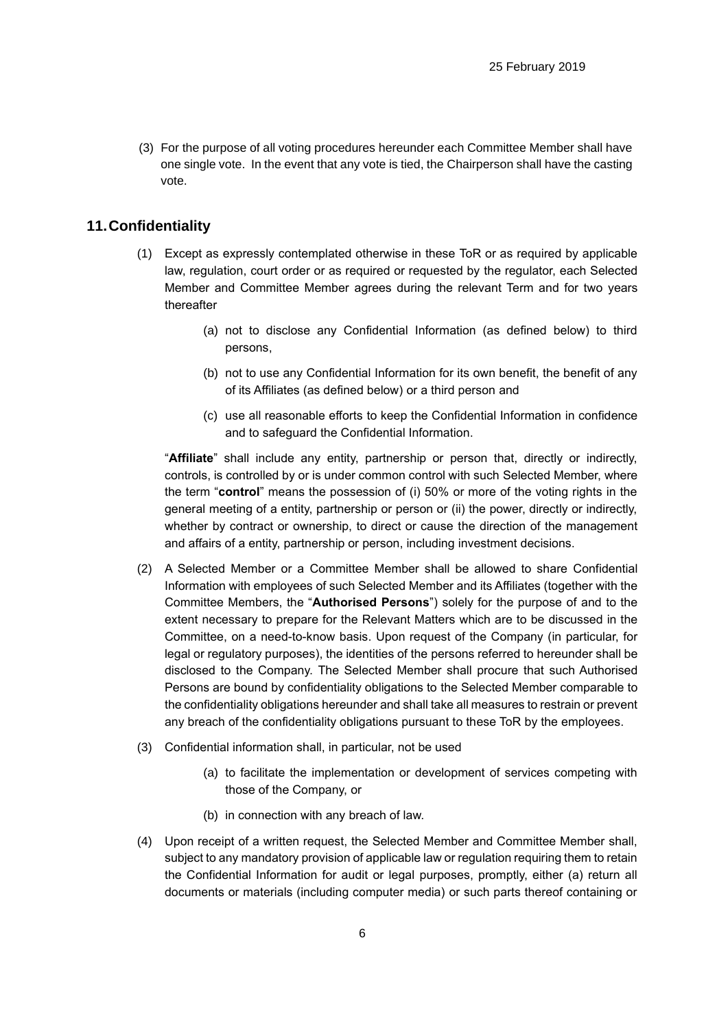(3) For the purpose of all voting procedures hereunder each Committee Member shall have one single vote. In the event that any vote is tied, the Chairperson shall have the casting vote.

## 11. Confidentiality

(1) Except as expressly contemplated otherwise in these ToR or as required by applicable law, regulation, court order or as required or requested by the regulator, each Selected Member and Committee Member agrees during the relevant Term and for two years thereafter

(a) not to disclose any Confidential Information (as defined below) to third persons,

(b) not to use any Confidential Information for its own benefit, the benefit of any of its Affiliates (as defined below) or a third person and

(c) use all reasonable efforts to keep the Confidential Information in confidence and to safeguard the Confidential Information.

"**Affiliate**" shall include any entity, partnership or person that, directly or indirectly, controls, is controlled by or is under common control with such Selected Member, where the term "**control**" means the possession of (i) 50% or more of the voting rights in the general meeting of a entity, partnership or person or (ii) the power, directly or indirectly, whether by contract or ownership, to direct or cause the direction of the management and affairs of a entity, partnership or person, including investment decisions.

(2) A Selected Member or a Committee Member shall be allowed to share Confidential Information with employees of such Selected Member and its Affiliates (together with the Committee Members, the "**Authorised Persons**") solely for the purpose of and to the extent necessary to prepare for the Relevant Matters which are to be discussed in the Committee, on a need-to-know basis. Upon request of the Company (in particular, for legal or regulatory purposes), the identities of the persons referred to hereunder shall be disclosed to the Company. The Selected Member shall procure that such Authorised Persons are bound by confidentiality obligations to the Selected Member comparable to the confidentiality obligations hereunder and shall take all measures to restrain or prevent any breach of the confidentiality obligations pursuant to these ToR by the employees.

(3) Confidential information shall, in particular, not be used

(a) to facilitate the implementation or development of services competing with those of the Company, or

(b) in connection with any breach of law.

(4) Upon receipt of a written request, the Selected Member and Committee Member shall, subject to any mandatory provision of applicable law or regulation requiring them to retain the Confidential Information for audit or legal purposes, promptly, either (a) return all documents or materials (including computer media) or such parts thereof containing or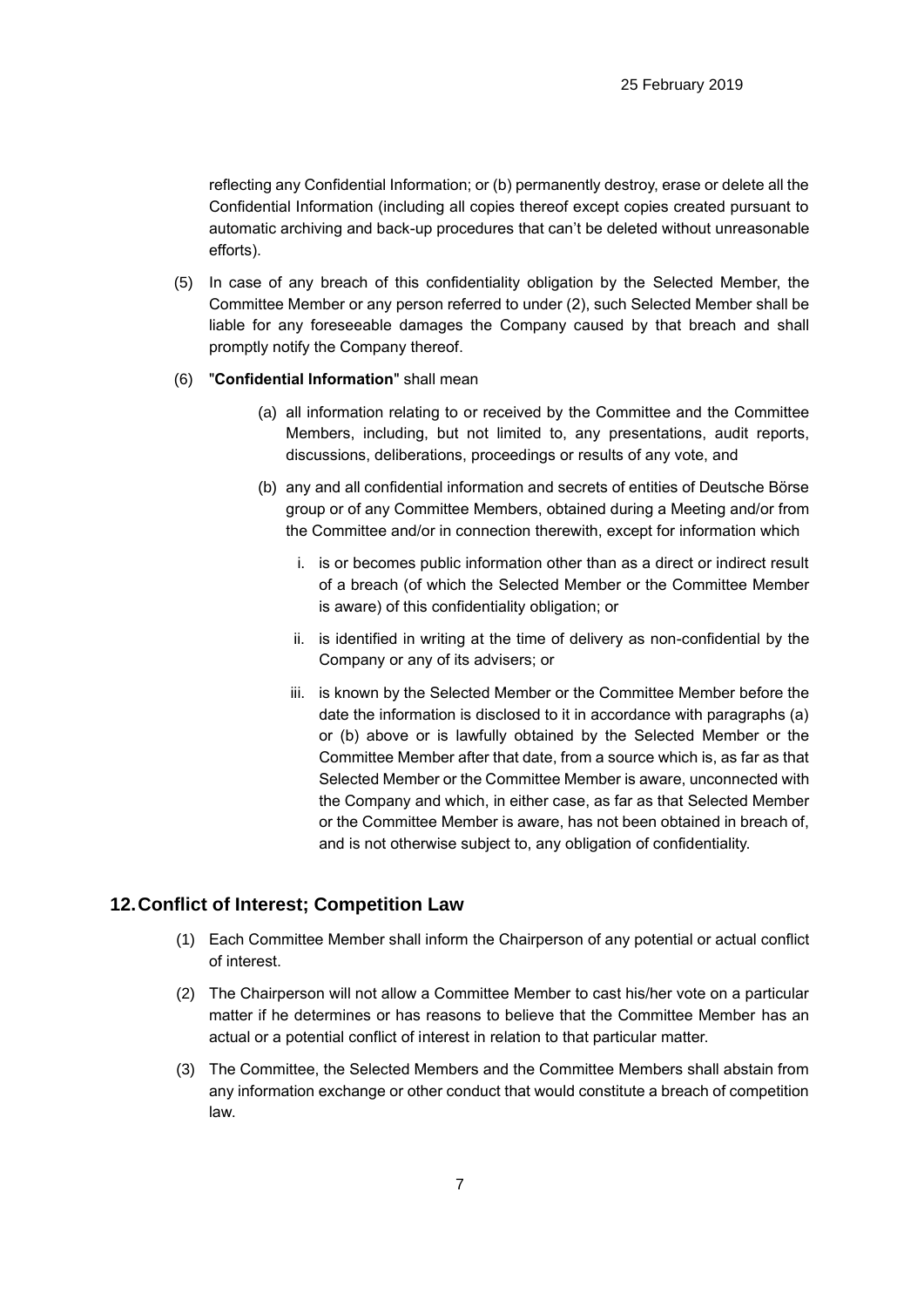reflecting any Confidential Information; or (b) permanently destroy, erase or delete all the Confidential Information (including all copies thereof except copies created pursuant to automatic archiving and back-up procedures that can't be deleted without unreasonable efforts).

(5) In case of any breach of this confidentiality obligation by the Selected Member, the Committee Member or any person referred to under (2), such Selected Member shall be liable for any foreseeable damages the Company caused by that breach and shall promptly notify the Company thereof.

(6) "**Confidential Information**" shall mean

(a) all information relating to or received by the Committee and the Committee Members, including, but not limited to, any presentations, audit reports, discussions, deliberations, proceedings or results of any vote, and

(b) any and all confidential information and secrets of entities of Deutsche Börse group or of any Committee Members, obtained during a Meeting and/or from the Committee and/or in connection therewith, except for information which

i. is or becomes public information other than as a direct or indirect result of a breach (of which the Selected Member or the Committee Member is aware) of this confidentiality obligation; or

ii. is identified in writing at the time of delivery as non-confidential by the Company or any of its advisers; or

iii. is known by the Selected Member or the Committee Member before the date the information is disclosed to it in accordance with paragraphs (a) or (b) above or is lawfully obtained by the Selected Member or the Committee Member after that date, from a source which is, as far as that Selected Member or the Committee Member is aware, unconnected with the Company and which, in either case, as far as that Selected Member or the Committee Member is aware, has not been obtained in breach of, and is not otherwise subject to, any obligation of confidentiality.

## 12. Conflict of Interest; Competition Law

(1) Each Committee Member shall inform the Chairperson of any potential or actual conflict of interest.

(2) The Chairperson will not allow a Committee Member to cast his/her vote on a particular matter if he determines or has reasons to believe that the Committee Member has an actual or a potential conflict of interest in relation to that particular matter.

(3) The Committee, the Selected Members and the Committee Members shall abstain from any information exchange or other conduct that would constitute a breach of competition law.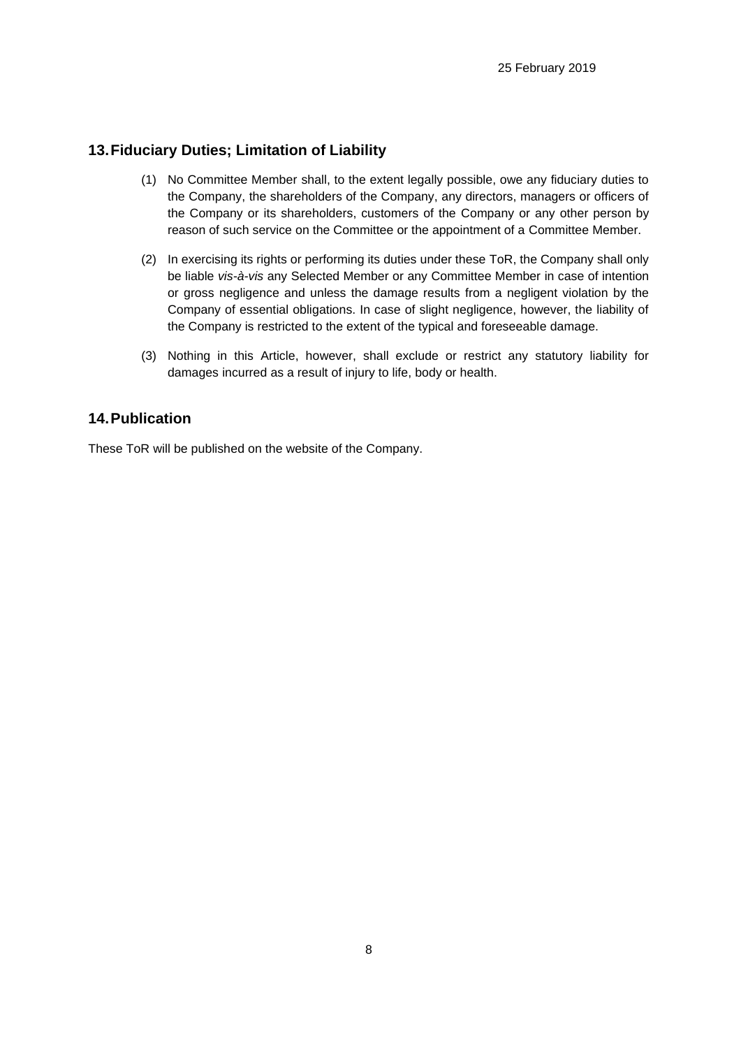25 February 2019

## 13. Fiduciary Duties; Limitation of Liability

(1) No Committee Member shall, to the extent legally possible, owe any fiduciary duties to the Company, the shareholders of the Company, any directors, managers or officers of the Company or its shareholders, customers of the Company or any other person by reason of such service on the Committee or the appointment of a Committee Member.

(2) In exercising its rights or performing its duties under these ToR, the Company shall only be liable *vis-à-vis* any Selected Member or any Committee Member in case of intention or gross negligence and unless the damage results from a negligent violation by the Company of essential obligations. In case of slight negligence, however, the liability of the Company is restricted to the extent of the typical and foreseeable damage.

(3) Nothing in this Article, however, shall exclude or restrict any statutory liability for damages incurred as a result of injury to life, body or health.

## 14. Publication

These ToR will be published on the website of the Company.